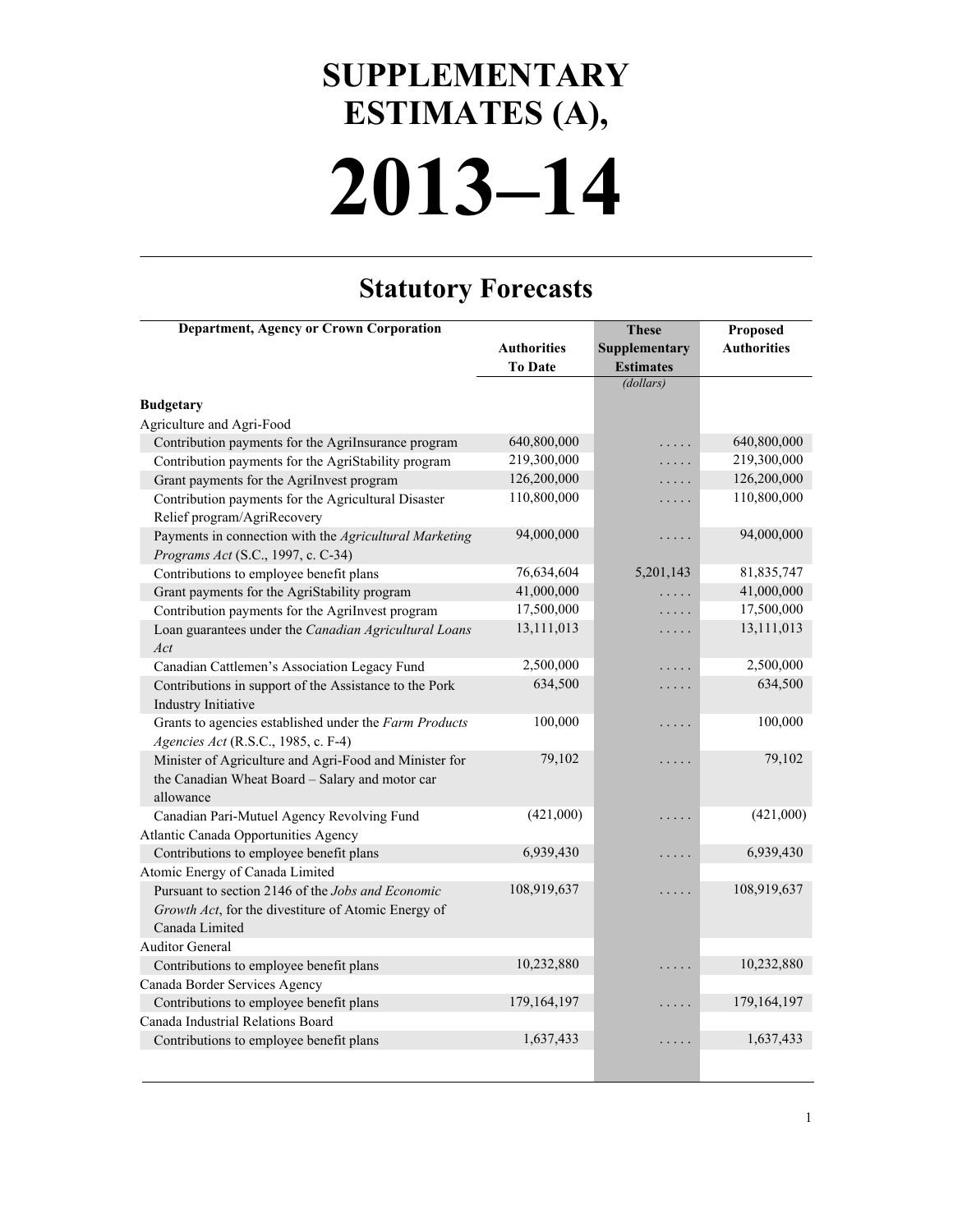# SUPPLEMENTARY ESTIMATES (A),

# 2013–14

## Statutory Forecasts

| Department, Agency or Crown Corporation | Authorities To Date | These Supplementary Estimates | Proposed Authorities |
|---|---|---|---|
| | | *(dollars)* | |
| **Budgetary** | | | |
| Agriculture and Agri-Food | | | |
| Contribution payments for the AgriInsurance program | 640,800,000 | . . . . . | 640,800,000 |
| Contribution payments for the AgriStability program | 219,300,000 | . . . . . | 219,300,000 |
| Grant payments for the AgriInvest program | 126,200,000 | . . . . . | 126,200,000 |
| Contribution payments for the Agricultural Disaster Relief program/AgriRecovery | 110,800,000 | . . . . . | 110,800,000 |
| Payments in connection with the *Agricultural Marketing Programs Act* (S.C., 1997, c. C-34) | 94,000,000 | . . . . . | 94,000,000 |
| Contributions to employee benefit plans | 76,634,604 | 5,201,143 | 81,835,747 |
| Grant payments for the AgriStability program | 41,000,000 | . . . . . | 41,000,000 |
| Contribution payments for the AgriInvest program | 17,500,000 | . . . . . | 17,500,000 |
| Loan guarantees under the *Canadian Agricultural Loans Act* | 13,111,013 | . . . . . | 13,111,013 |
| Canadian Cattlemen's Association Legacy Fund | 2,500,000 | . . . . . | 2,500,000 |
| Contributions in support of the Assistance to the Pork Industry Initiative | 634,500 | . . . . . | 634,500 |
| Grants to agencies established under the *Farm Products Agencies Act* (R.S.C., 1985, c. F-4) | 100,000 | . . . . . | 100,000 |
| Minister of Agriculture and Agri-Food and Minister for the Canadian Wheat Board – Salary and motor car allowance | 79,102 | . . . . . | 79,102 |
| Canadian Pari-Mutuel Agency Revolving Fund | (421,000) | . . . . . | (421,000) |
| Atlantic Canada Opportunities Agency | | | |
| Contributions to employee benefit plans | 6,939,430 | . . . . . | 6,939,430 |
| Atomic Energy of Canada Limited | | | |
| Pursuant to section 2146 of the *Jobs and Economic Growth Act*, for the divestiture of Atomic Energy of Canada Limited | 108,919,637 | . . . . . | 108,919,637 |
| Auditor General | | | |
| Contributions to employee benefit plans | 10,232,880 | . . . . . | 10,232,880 |
| Canada Border Services Agency | | | |
| Contributions to employee benefit plans | 179,164,197 | . . . . . | 179,164,197 |
| Canada Industrial Relations Board | | | |
| Contributions to employee benefit plans | 1,637,433 | . . . . . | 1,637,433 |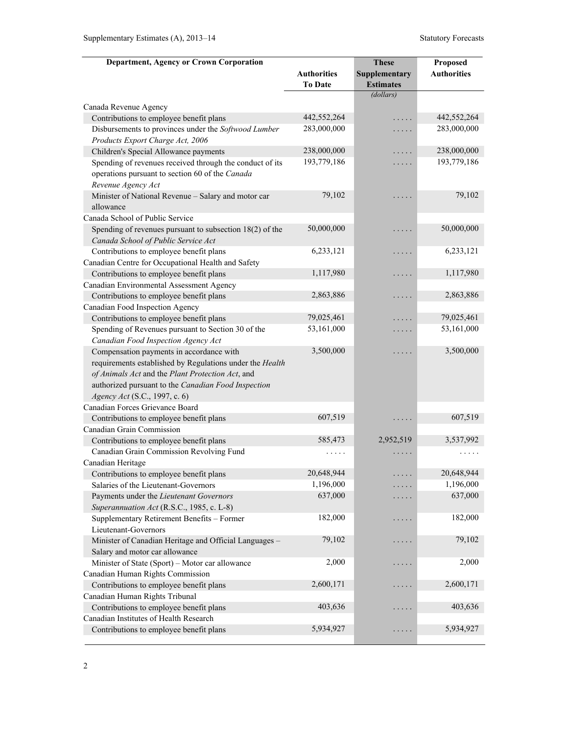| Department, Agency or Crown Corporation | Authorities To Date | These Supplementary Estimates | Proposed Authorities |
|---|---|---|---|
| | | (dollars) | |
| Canada Revenue Agency | | | |
| Contributions to employee benefit plans | 442,552,264 | . . . . . | 442,552,264 |
| Disbursements to provinces under the *Softwood Lumber Products Export Charge Act, 2006* | 283,000,000 | . . . . . | 283,000,000 |
| Children's Special Allowance payments | 238,000,000 | . . . . . | 238,000,000 |
| Spending of revenues received through the conduct of its operations pursuant to section 60 of the *Canada Revenue Agency Act* | 193,779,186 | . . . . . | 193,779,186 |
| Minister of National Revenue – Salary and motor car allowance | 79,102 | . . . . . | 79,102 |
| Canada School of Public Service | | | |
| Spending of revenues pursuant to subsection 18(2) of the *Canada School of Public Service Act* | 50,000,000 | . . . . . | 50,000,000 |
| Contributions to employee benefit plans | 6,233,121 | . . . . . | 6,233,121 |
| Canadian Centre for Occupational Health and Safety | | | |
| Contributions to employee benefit plans | 1,117,980 | . . . . . | 1,117,980 |
| Canadian Environmental Assessment Agency | | | |
| Contributions to employee benefit plans | 2,863,886 | . . . . . | 2,863,886 |
| Canadian Food Inspection Agency | | | |
| Contributions to employee benefit plans | 79,025,461 | . . . . . | 79,025,461 |
| Spending of Revenues pursuant to Section 30 of the *Canadian Food Inspection Agency Act* | 53,161,000 | . . . . . | 53,161,000 |
| Compensation payments in accordance with requirements established by Regulations under the *Health of Animals Act* and the *Plant Protection Act*, and authorized pursuant to the *Canadian Food Inspection Agency Act* (S.C., 1997, c. 6) | 3,500,000 | . . . . . | 3,500,000 |
| Canadian Forces Grievance Board | | | |
| Contributions to employee benefit plans | 607,519 | . . . . . | 607,519 |
| Canadian Grain Commission | | | |
| Contributions to employee benefit plans | 585,473 | 2,952,519 | 3,537,992 |
| Canadian Grain Commission Revolving Fund | . . . . . | . . . . . | . . . . . |
| Canadian Heritage | | | |
| Contributions to employee benefit plans | 20,648,944 | . . . . . | 20,648,944 |
| Salaries of the Lieutenant-Governors | 1,196,000 | . . . . . | 1,196,000 |
| Payments under the *Lieutenant Governors Superannuation Act* (R.S.C., 1985, c. L-8) | 637,000 | . . . . . | 637,000 |
| Supplementary Retirement Benefits – Former Lieutenant-Governors | 182,000 | . . . . . | 182,000 |
| Minister of Canadian Heritage and Official Languages – Salary and motor car allowance | 79,102 | . . . . . | 79,102 |
| Minister of State (Sport) – Motor car allowance | 2,000 | . . . . . | 2,000 |
| Canadian Human Rights Commission | | | |
| Contributions to employee benefit plans | 2,600,171 | . . . . . | 2,600,171 |
| Canadian Human Rights Tribunal | | | |
| Contributions to employee benefit plans | 403,636 | . . . . . | 403,636 |
| Canadian Institutes of Health Research | | | |
| Contributions to employee benefit plans | 5,934,927 | . . . . . | 5,934,927 |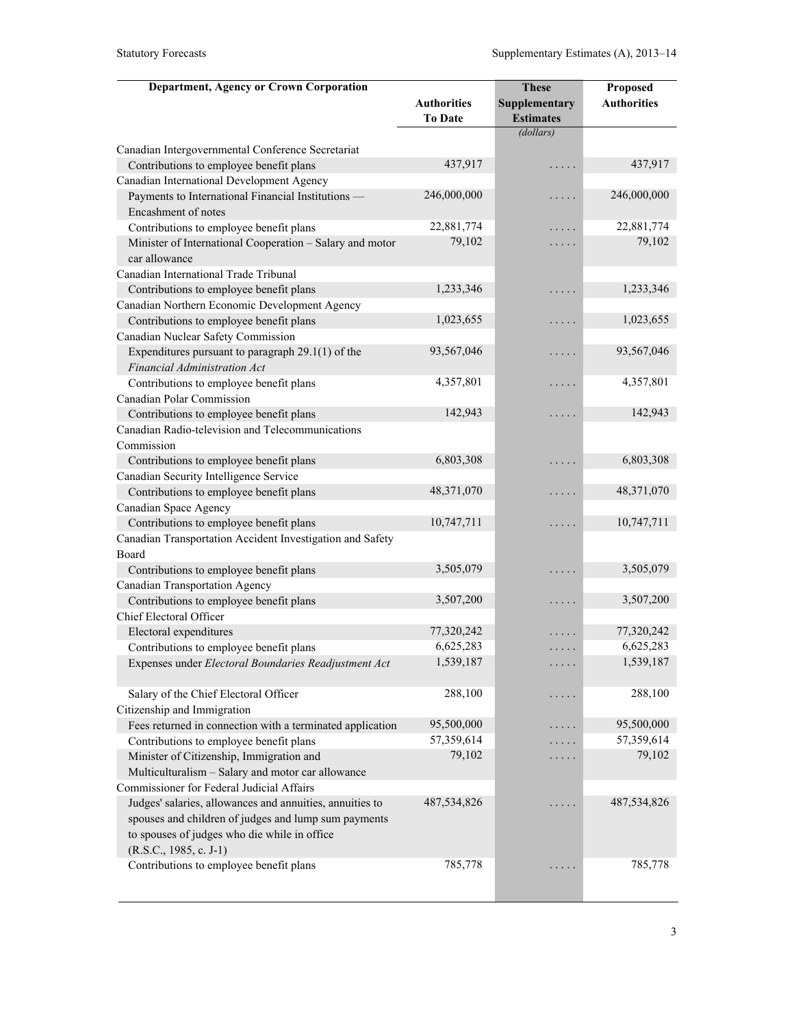| Department, Agency or Crown Corporation | Authorities To Date | These Supplementary Estimates | Proposed Authorities |
|---|---|---|---|
| | | (dollars) | |
| Canadian Intergovernmental Conference Secretariat | | | |
| Contributions to employee benefit plans | 437,917 | . . . . . | 437,917 |
| Canadian International Development Agency | | | |
| Payments to International Financial Institutions — Encashment of notes | 246,000,000 | . . . . . | 246,000,000 |
| Contributions to employee benefit plans | 22,881,774 | . . . . . | 22,881,774 |
| Minister of International Cooperation – Salary and motor car allowance | 79,102 | . . . . . | 79,102 |
| Canadian International Trade Tribunal | | | |
| Contributions to employee benefit plans | 1,233,346 | . . . . . | 1,233,346 |
| Canadian Northern Economic Development Agency | | | |
| Contributions to employee benefit plans | 1,023,655 | . . . . . | 1,023,655 |
| Canadian Nuclear Safety Commission | | | |
| Expenditures pursuant to paragraph 29.1(1) of the *Financial Administration Act* | 93,567,046 | . . . . . | 93,567,046 |
| Contributions to employee benefit plans | 4,357,801 | . . . . . | 4,357,801 |
| Canadian Polar Commission | | | |
| Contributions to employee benefit plans | 142,943 | . . . . . | 142,943 |
| Canadian Radio-television and Telecommunications Commission | | | |
| Contributions to employee benefit plans | 6,803,308 | . . . . . | 6,803,308 |
| Canadian Security Intelligence Service | | | |
| Contributions to employee benefit plans | 48,371,070 | . . . . . | 48,371,070 |
| Canadian Space Agency | | | |
| Contributions to employee benefit plans | 10,747,711 | . . . . . | 10,747,711 |
| Canadian Transportation Accident Investigation and Safety Board | | | |
| Contributions to employee benefit plans | 3,505,079 | . . . . . | 3,505,079 |
| Canadian Transportation Agency | | | |
| Contributions to employee benefit plans | 3,507,200 | . . . . . | 3,507,200 |
| Chief Electoral Officer | | | |
| Electoral expenditures | 77,320,242 | . . . . . | 77,320,242 |
| Contributions to employee benefit plans | 6,625,283 | . . . . . | 6,625,283 |
| Expenses under *Electoral Boundaries Readjustment Act* | 1,539,187 | . . . . . | 1,539,187 |
| Salary of the Chief Electoral Officer | 288,100 | . . . . . | 288,100 |
| Citizenship and Immigration | | | |
| Fees returned in connection with a terminated application | 95,500,000 | . . . . . | 95,500,000 |
| Contributions to employee benefit plans | 57,359,614 | . . . . . | 57,359,614 |
| Minister of Citizenship, Immigration and Multiculturalism – Salary and motor car allowance | 79,102 | . . . . . | 79,102 |
| Commissioner for Federal Judicial Affairs | | | |
| Judges' salaries, allowances and annuities, annuities to spouses and children of judges and lump sum payments to spouses of judges who die while in office (R.S.C., 1985, c. J-1) | 487,534,826 | . . . . . | 487,534,826 |
| Contributions to employee benefit plans | 785,778 | . . . . . | 785,778 |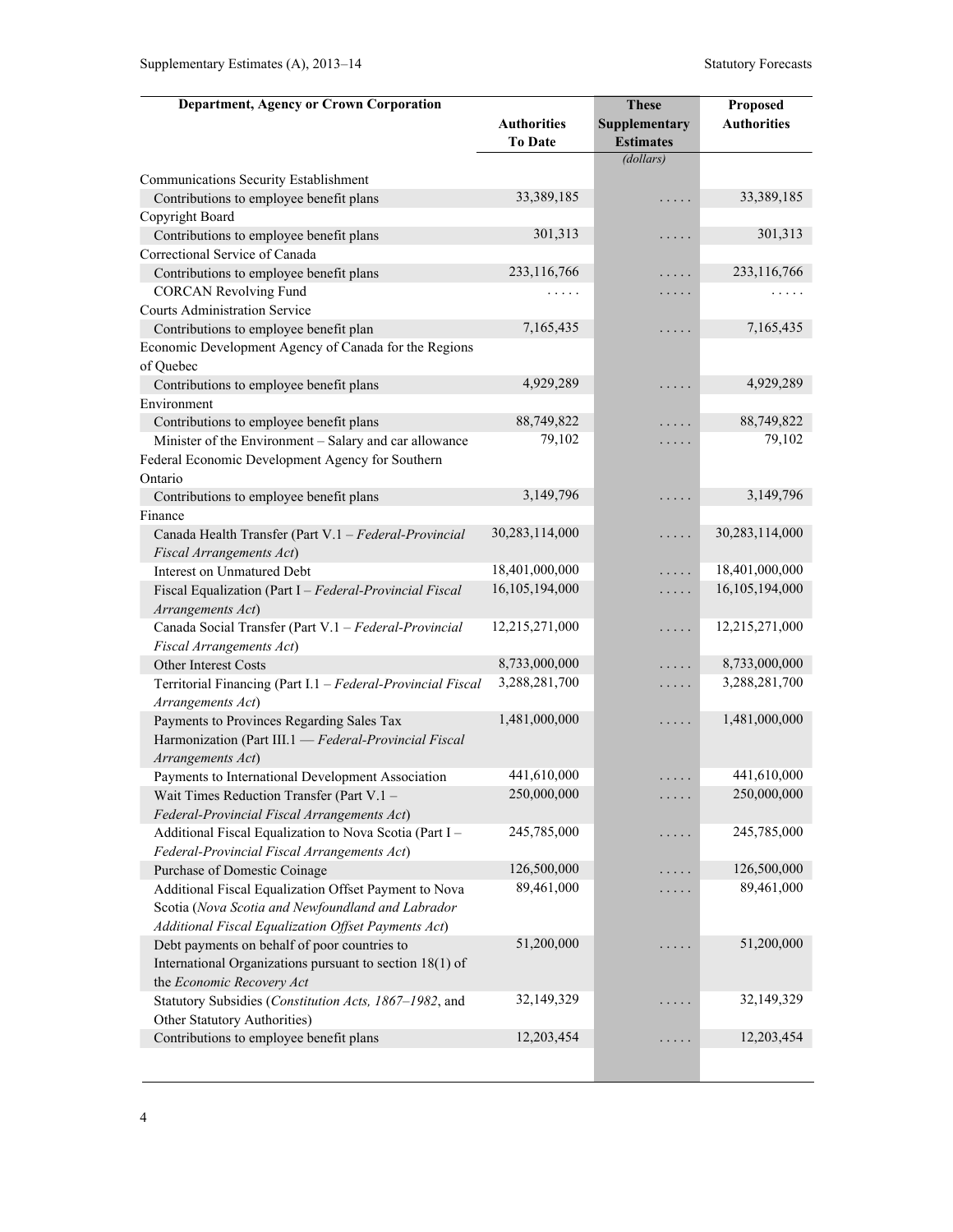| Department, Agency or Crown Corporation | Authorities To Date | These Supplementary Estimates | Proposed Authorities |
|---|---|---|---|
| | | *(dollars)* | |
| Communications Security Establishment | | | |
| Contributions to employee benefit plans | 33,389,185 | ..... | 33,389,185 |
| Copyright Board | | | |
| Contributions to employee benefit plans | 301,313 | ..... | 301,313 |
| Correctional Service of Canada | | | |
| Contributions to employee benefit plans | 233,116,766 | ..... | 233,116,766 |
| CORCAN Revolving Fund | ..... | ..... | ..... |
| Courts Administration Service | | | |
| Contributions to employee benefit plan | 7,165,435 | ..... | 7,165,435 |
| Economic Development Agency of Canada for the Regions of Quebec | | | |
| Contributions to employee benefit plans | 4,929,289 | ..... | 4,929,289 |
| Environment | | | |
| Contributions to employee benefit plans | 88,749,822 | ..... | 88,749,822 |
| Minister of the Environment – Salary and car allowance | 79,102 | ..... | 79,102 |
| Federal Economic Development Agency for Southern Ontario | | | |
| Contributions to employee benefit plans | 3,149,796 | ..... | 3,149,796 |
| Finance | | | |
| Canada Health Transfer (Part V.1 – *Federal-Provincial Fiscal Arrangements Act*) | 30,283,114,000 | ..... | 30,283,114,000 |
| Interest on Unmatured Debt | 18,401,000,000 | ..... | 18,401,000,000 |
| Fiscal Equalization (Part I – *Federal-Provincial Fiscal Arrangements Act*) | 16,105,194,000 | ..... | 16,105,194,000 |
| Canada Social Transfer (Part V.1 – *Federal-Provincial Fiscal Arrangements Act*) | 12,215,271,000 | ..... | 12,215,271,000 |
| Other Interest Costs | 8,733,000,000 | ..... | 8,733,000,000 |
| Territorial Financing (Part I.1 – *Federal-Provincial Fiscal Arrangements Act*) | 3,288,281,700 | ..... | 3,288,281,700 |
| Payments to Provinces Regarding Sales Tax Harmonization (Part III.1 — *Federal-Provincial Fiscal Arrangements Act*) | 1,481,000,000 | ..... | 1,481,000,000 |
| Payments to International Development Association | 441,610,000 | ..... | 441,610,000 |
| Wait Times Reduction Transfer (Part V.1 – *Federal-Provincial Fiscal Arrangements Act*) | 250,000,000 | ..... | 250,000,000 |
| Additional Fiscal Equalization to Nova Scotia (Part I – *Federal-Provincial Fiscal Arrangements Act*) | 245,785,000 | ..... | 245,785,000 |
| Purchase of Domestic Coinage | 126,500,000 | ..... | 126,500,000 |
| Additional Fiscal Equalization Offset Payment to Nova Scotia (*Nova Scotia and Newfoundland and Labrador Additional Fiscal Equalization Offset Payments Act*) | 89,461,000 | ..... | 89,461,000 |
| Debt payments on behalf of poor countries to International Organizations pursuant to section 18(1) of the *Economic Recovery Act* | 51,200,000 | ..... | 51,200,000 |
| Statutory Subsidies (*Constitution Acts, 1867–1982*, and Other Statutory Authorities) | 32,149,329 | ..... | 32,149,329 |
| Contributions to employee benefit plans | 12,203,454 | ..... | 12,203,454 |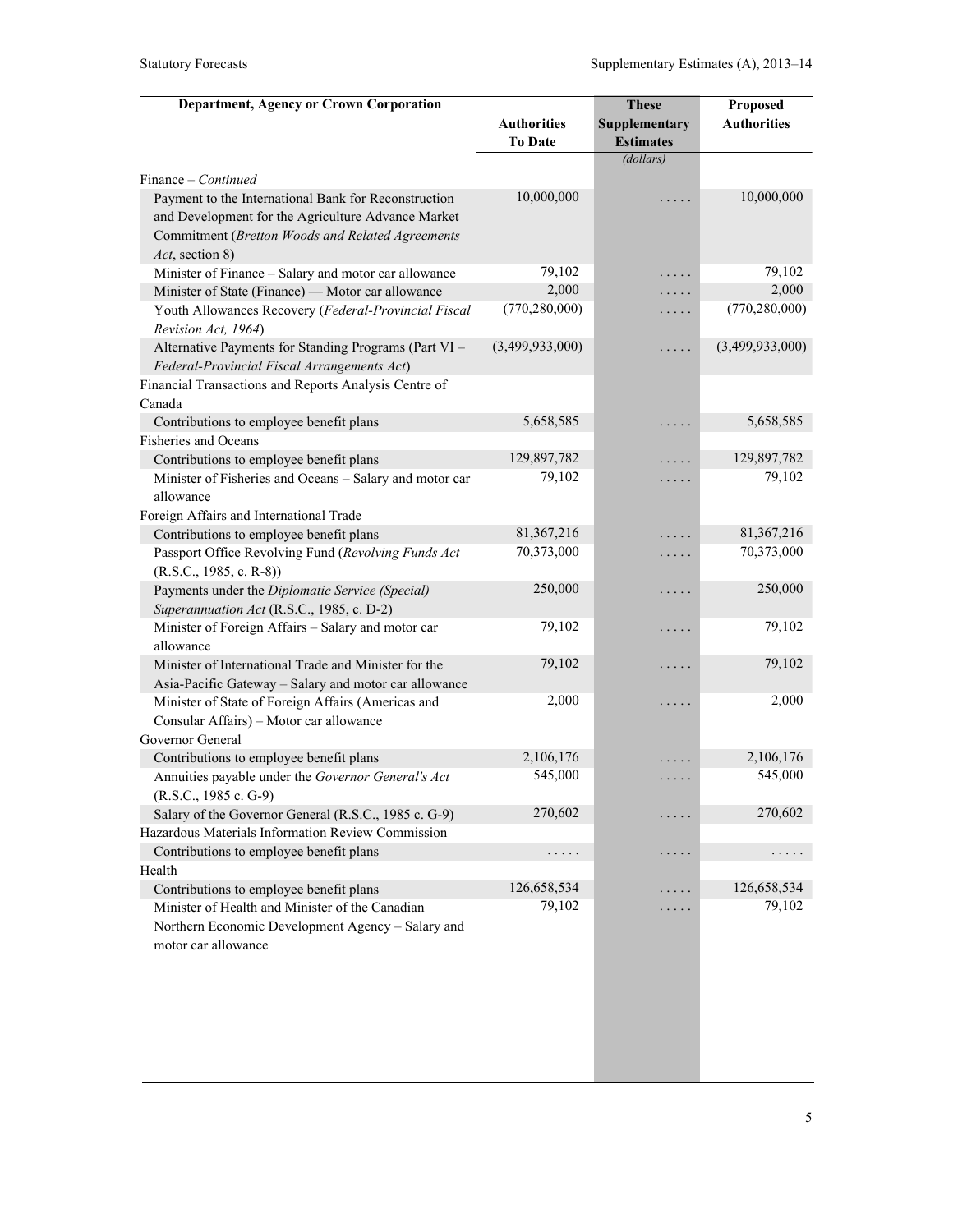| Department, Agency or Crown Corporation | Authorities To Date | These Supplementary Estimates | Proposed Authorities |
|---|---|---|---|
| | | (dollars) | |
| Finance – *Continued* | | | |
| Payment to the International Bank for Reconstruction and Development for the Agriculture Advance Market Commitment (*Bretton Woods and Related Agreements Act*, section 8) | 10,000,000 | ..... | 10,000,000 |
| Minister of Finance – Salary and motor car allowance | 79,102 | ..... | 79,102 |
| Minister of State (Finance) — Motor car allowance | 2,000 | ..... | 2,000 |
| Youth Allowances Recovery (*Federal-Provincial Fiscal Revision Act, 1964*) | (770,280,000) | ..... | (770,280,000) |
| Alternative Payments for Standing Programs (Part VI – *Federal-Provincial Fiscal Arrangements Act*) | (3,499,933,000) | ..... | (3,499,933,000) |
| Financial Transactions and Reports Analysis Centre of Canada | | | |
| Contributions to employee benefit plans | 5,658,585 | ..... | 5,658,585 |
| Fisheries and Oceans | | | |
| Contributions to employee benefit plans | 129,897,782 | ..... | 129,897,782 |
| Minister of Fisheries and Oceans – Salary and motor car allowance | 79,102 | ..... | 79,102 |
| Foreign Affairs and International Trade | | | |
| Contributions to employee benefit plans | 81,367,216 | ..... | 81,367,216 |
| Passport Office Revolving Fund (*Revolving Funds Act* (R.S.C., 1985, c. R-8)) | 70,373,000 | ..... | 70,373,000 |
| Payments under the *Diplomatic Service (Special) Superannuation Act* (R.S.C., 1985, c. D-2) | 250,000 | ..... | 250,000 |
| Minister of Foreign Affairs – Salary and motor car allowance | 79,102 | ..... | 79,102 |
| Minister of International Trade and Minister for the Asia-Pacific Gateway – Salary and motor car allowance | 79,102 | ..... | 79,102 |
| Minister of State of Foreign Affairs (Americas and Consular Affairs) – Motor car allowance | 2,000 | ..... | 2,000 |
| Governor General | | | |
| Contributions to employee benefit plans | 2,106,176 | ..... | 2,106,176 |
| Annuities payable under the *Governor General's Act* (R.S.C., 1985 c. G-9) | 545,000 | ..... | 545,000 |
| Salary of the Governor General (R.S.C., 1985 c. G-9) | 270,602 | ..... | 270,602 |
| Hazardous Materials Information Review Commission | | | |
| Contributions to employee benefit plans | ..... | ..... | ..... |
| Health | | | |
| Contributions to employee benefit plans | 126,658,534 | ..... | 126,658,534 |
| Minister of Health and Minister of the Canadian Northern Economic Development Agency – Salary and motor car allowance | 79,102 | ..... | 79,102 |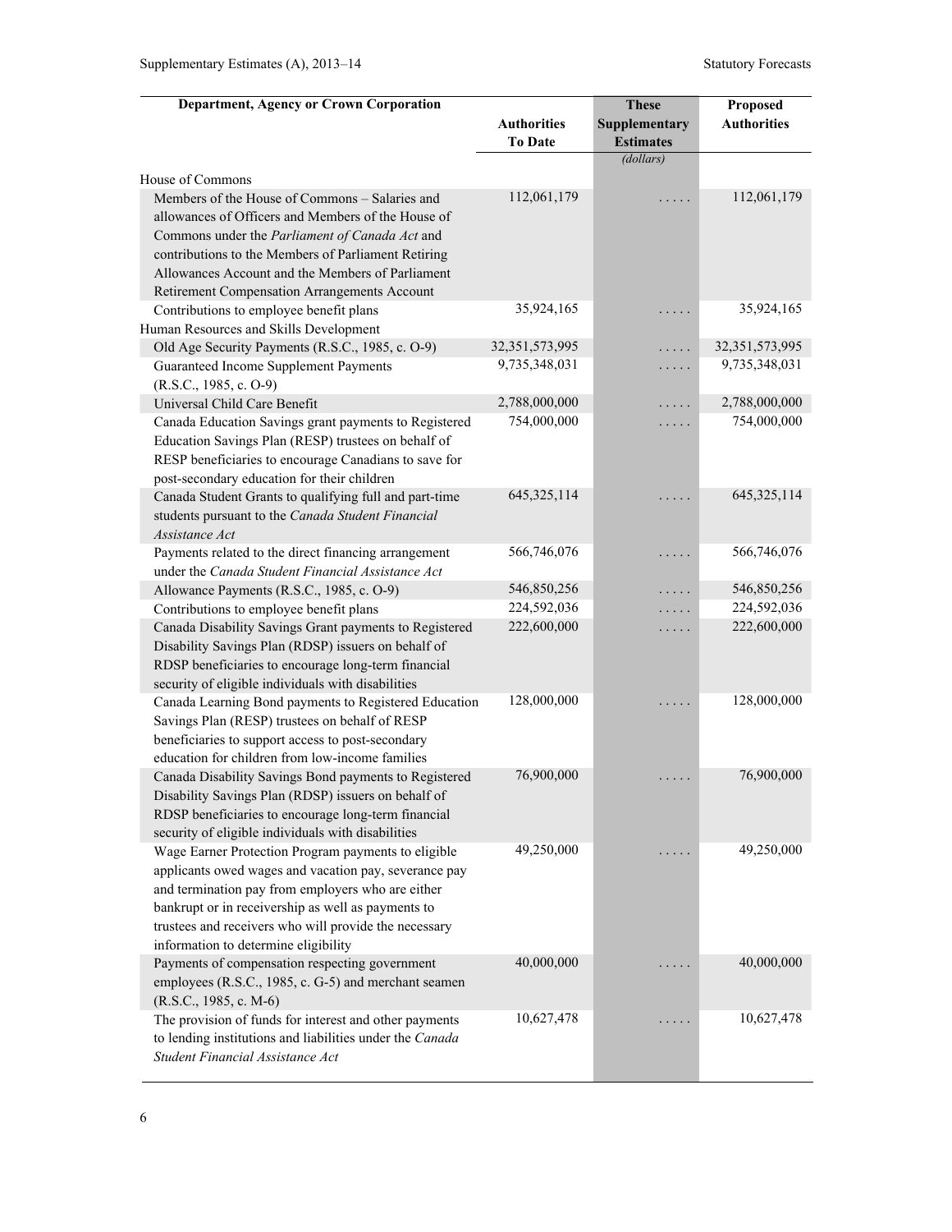| Department, Agency or Crown Corporation | Authorities To Date | These Supplementary Estimates | Proposed Authorities |
|---|---|---|---|
| | | (dollars) | |
| House of Commons | | | |
| Members of the House of Commons – Salaries and allowances of Officers and Members of the House of Commons under the *Parliament of Canada Act* and contributions to the Members of Parliament Retiring Allowances Account and the Members of Parliament Retirement Compensation Arrangements Account | 112,061,179 | ..... | 112,061,179 |
| Contributions to employee benefit plans | 35,924,165 | ..... | 35,924,165 |
| Human Resources and Skills Development | | | |
| Old Age Security Payments (R.S.C., 1985, c. O-9) | 32,351,573,995 | ..... | 32,351,573,995 |
| Guaranteed Income Supplement Payments (R.S.C., 1985, c. O-9) | 9,735,348,031 | ..... | 9,735,348,031 |
| Universal Child Care Benefit | 2,788,000,000 | ..... | 2,788,000,000 |
| Canada Education Savings grant payments to Registered Education Savings Plan (RESP) trustees on behalf of RESP beneficiaries to encourage Canadians to save for post-secondary education for their children | 754,000,000 | ..... | 754,000,000 |
| Canada Student Grants to qualifying full and part-time students pursuant to the *Canada Student Financial Assistance Act* | 645,325,114 | ..... | 645,325,114 |
| Payments related to the direct financing arrangement under the *Canada Student Financial Assistance Act* | 566,746,076 | ..... | 566,746,076 |
| Allowance Payments (R.S.C., 1985, c. O-9) | 546,850,256 | ..... | 546,850,256 |
| Contributions to employee benefit plans | 224,592,036 | ..... | 224,592,036 |
| Canada Disability Savings Grant payments to Registered Disability Savings Plan (RDSP) issuers on behalf of RDSP beneficiaries to encourage long-term financial security of eligible individuals with disabilities | 222,600,000 | ..... | 222,600,000 |
| Canada Learning Bond payments to Registered Education Savings Plan (RESP) trustees on behalf of RESP beneficiaries to support access to post-secondary education for children from low-income families | 128,000,000 | ..... | 128,000,000 |
| Canada Disability Savings Bond payments to Registered Disability Savings Plan (RDSP) issuers on behalf of RDSP beneficiaries to encourage long-term financial security of eligible individuals with disabilities | 76,900,000 | ..... | 76,900,000 |
| Wage Earner Protection Program payments to eligible applicants owed wages and vacation pay, severance pay and termination pay from employers who are either bankrupt or in receivership as well as payments to trustees and receivers who will provide the necessary information to determine eligibility | 49,250,000 | ..... | 49,250,000 |
| Payments of compensation respecting government employees (R.S.C., 1985, c. G-5) and merchant seamen (R.S.C., 1985, c. M-6) | 40,000,000 | ..... | 40,000,000 |
| The provision of funds for interest and other payments to lending institutions and liabilities under the *Canada Student Financial Assistance Act* | 10,627,478 | ..... | 10,627,478 |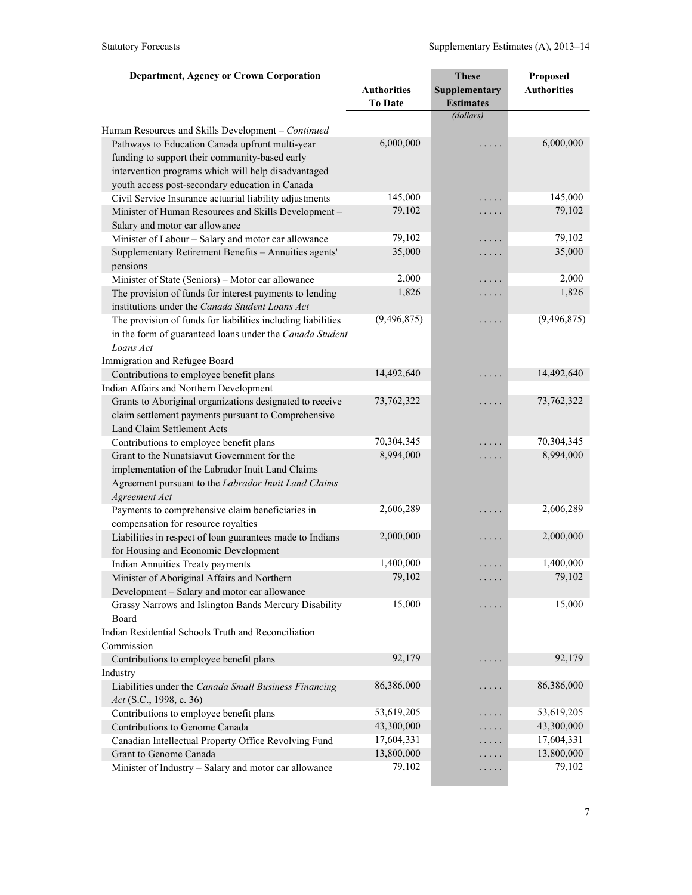| Department, Agency or Crown Corporation | Authorities To Date | These Supplementary Estimates | Proposed Authorities |
|---|---|---|---|
| | | (dollars) | |
| Human Resources and Skills Development – *Continued* | | | |
| Pathways to Education Canada upfront multi-year funding to support their community-based early intervention programs which will help disadvantaged youth access post-secondary education in Canada | 6,000,000 | ..... | 6,000,000 |
| Civil Service Insurance actuarial liability adjustments | 145,000 | ..... | 145,000 |
| Minister of Human Resources and Skills Development – Salary and motor car allowance | 79,102 | ..... | 79,102 |
| Minister of Labour – Salary and motor car allowance | 79,102 | ..... | 79,102 |
| Supplementary Retirement Benefits – Annuities agents' pensions | 35,000 | ..... | 35,000 |
| Minister of State (Seniors) – Motor car allowance | 2,000 | ..... | 2,000 |
| The provision of funds for interest payments to lending institutions under the *Canada Student Loans Act* | 1,826 | ..... | 1,826 |
| The provision of funds for liabilities including liabilities in the form of guaranteed loans under the *Canada Student Loans Act* | (9,496,875) | ..... | (9,496,875) |
| Immigration and Refugee Board | | | |
| Contributions to employee benefit plans | 14,492,640 | ..... | 14,492,640 |
| Indian Affairs and Northern Development | | | |
| Grants to Aboriginal organizations designated to receive claim settlement payments pursuant to Comprehensive Land Claim Settlement Acts | 73,762,322 | ..... | 73,762,322 |
| Contributions to employee benefit plans | 70,304,345 | ..... | 70,304,345 |
| Grant to the Nunatsiavut Government for the implementation of the Labrador Inuit Land Claims Agreement pursuant to the *Labrador Inuit Land Claims Agreement Act* | 8,994,000 | ..... | 8,994,000 |
| Payments to comprehensive claim beneficiaries in compensation for resource royalties | 2,606,289 | ..... | 2,606,289 |
| Liabilities in respect of loan guarantees made to Indians for Housing and Economic Development | 2,000,000 | ..... | 2,000,000 |
| Indian Annuities Treaty payments | 1,400,000 | ..... | 1,400,000 |
| Minister of Aboriginal Affairs and Northern Development – Salary and motor car allowance | 79,102 | ..... | 79,102 |
| Grassy Narrows and Islington Bands Mercury Disability Board | 15,000 | ..... | 15,000 |
| Indian Residential Schools Truth and Reconciliation Commission | | | |
| Contributions to employee benefit plans | 92,179 | ..... | 92,179 |
| Industry | | | |
| Liabilities under the *Canada Small Business Financing Act* (S.C., 1998, c. 36) | 86,386,000 | ..... | 86,386,000 |
| Contributions to employee benefit plans | 53,619,205 | ..... | 53,619,205 |
| Contributions to Genome Canada | 43,300,000 | ..... | 43,300,000 |
| Canadian Intellectual Property Office Revolving Fund | 17,604,331 | ..... | 17,604,331 |
| Grant to Genome Canada | 13,800,000 | ..... | 13,800,000 |
| Minister of Industry – Salary and motor car allowance | 79,102 | ..... | 79,102 |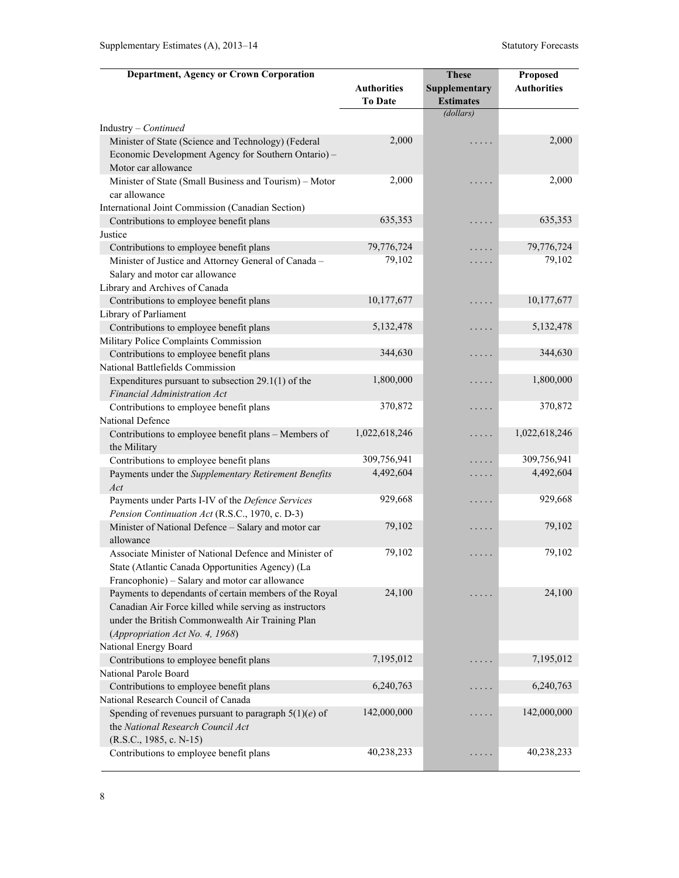| Department, Agency or Crown Corporation | Authorities To Date | These Supplementary Estimates | Proposed Authorities |
|---|---|---|---|
| | | (dollars) | |
| Industry – *Continued* | | | |
| Minister of State (Science and Technology) (Federal Economic Development Agency for Southern Ontario) – Motor car allowance | 2,000 | ..... | 2,000 |
| Minister of State (Small Business and Tourism) – Motor car allowance | 2,000 | ..... | 2,000 |
| International Joint Commission (Canadian Section) | | | |
| Contributions to employee benefit plans | 635,353 | ..... | 635,353 |
| Justice | | | |
| Contributions to employee benefit plans | 79,776,724 | ..... | 79,776,724 |
| Minister of Justice and Attorney General of Canada – Salary and motor car allowance | 79,102 | ..... | 79,102 |
| Library and Archives of Canada | | | |
| Contributions to employee benefit plans | 10,177,677 | ..... | 10,177,677 |
| Library of Parliament | | | |
| Contributions to employee benefit plans | 5,132,478 | ..... | 5,132,478 |
| Military Police Complaints Commission | | | |
| Contributions to employee benefit plans | 344,630 | ..... | 344,630 |
| National Battlefields Commission | | | |
| Expenditures pursuant to subsection 29.1(1) of the *Financial Administration Act* | 1,800,000 | ..... | 1,800,000 |
| Contributions to employee benefit plans | 370,872 | ..... | 370,872 |
| National Defence | | | |
| Contributions to employee benefit plans – Members of the Military | 1,022,618,246 | ..... | 1,022,618,246 |
| Contributions to employee benefit plans | 309,756,941 | ..... | 309,756,941 |
| Payments under the *Supplementary Retirement Benefits Act* | 4,492,604 | ..... | 4,492,604 |
| Payments under Parts I-IV of the *Defence Services Pension Continuation Act* (R.S.C., 1970, c. D-3) | 929,668 | ..... | 929,668 |
| Minister of National Defence – Salary and motor car allowance | 79,102 | ..... | 79,102 |
| Associate Minister of National Defence and Minister of State (Atlantic Canada Opportunities Agency) (La Francophonie) – Salary and motor car allowance | 79,102 | ..... | 79,102 |
| Payments to dependants of certain members of the Royal Canadian Air Force killed while serving as instructors under the British Commonwealth Air Training Plan (*Appropriation Act No. 4, 1968*) | 24,100 | ..... | 24,100 |
| National Energy Board | | | |
| Contributions to employee benefit plans | 7,195,012 | ..... | 7,195,012 |
| National Parole Board | | | |
| Contributions to employee benefit plans | 6,240,763 | ..... | 6,240,763 |
| National Research Council of Canada | | | |
| Spending of revenues pursuant to paragraph 5(1)(*e*) of the *National Research Council Act* (R.S.C., 1985, c. N-15) | 142,000,000 | ..... | 142,000,000 |
| Contributions to employee benefit plans | 40,238,233 | ..... | 40,238,233 |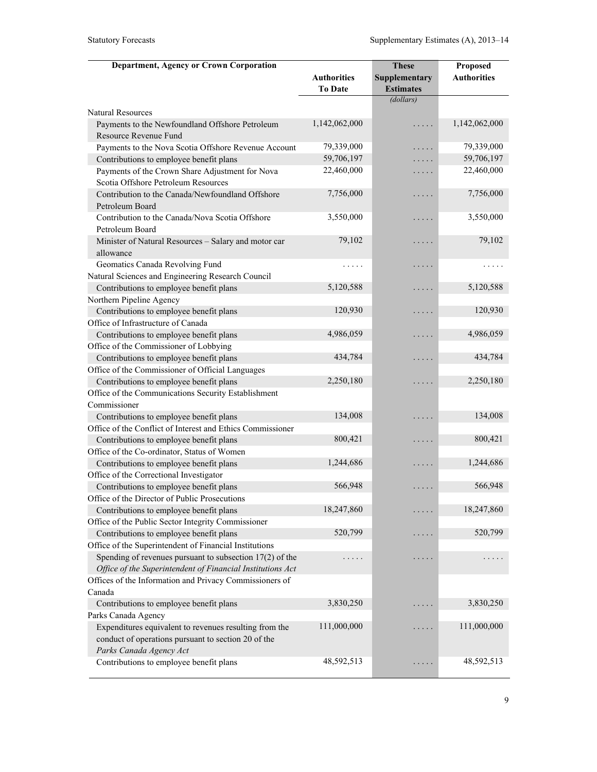| Department, Agency or Crown Corporation | Authorities To Date | These Supplementary Estimates | Proposed Authorities |
|---|---|---|---|
| | | *(dollars)* | |
| Natural Resources | | | |
| Payments to the Newfoundland Offshore Petroleum Resource Revenue Fund | 1,142,062,000 | . . . . . | 1,142,062,000 |
| Payments to the Nova Scotia Offshore Revenue Account | 79,339,000 | . . . . . | 79,339,000 |
| Contributions to employee benefit plans | 59,706,197 | . . . . . | 59,706,197 |
| Payments of the Crown Share Adjustment for Nova Scotia Offshore Petroleum Resources | 22,460,000 | . . . . . | 22,460,000 |
| Contribution to the Canada/Newfoundland Offshore Petroleum Board | 7,756,000 | . . . . . | 7,756,000 |
| Contribution to the Canada/Nova Scotia Offshore Petroleum Board | 3,550,000 | . . . . . | 3,550,000 |
| Minister of Natural Resources – Salary and motor car allowance | 79,102 | . . . . . | 79,102 |
| Geomatics Canada Revolving Fund | . . . . . | . . . . . | . . . . . |
| Natural Sciences and Engineering Research Council | | | |
| Contributions to employee benefit plans | 5,120,588 | . . . . . | 5,120,588 |
| Northern Pipeline Agency | | | |
| Contributions to employee benefit plans | 120,930 | . . . . . | 120,930 |
| Office of Infrastructure of Canada | | | |
| Contributions to employee benefit plans | 4,986,059 | . . . . . | 4,986,059 |
| Office of the Commissioner of Lobbying | | | |
| Contributions to employee benefit plans | 434,784 | . . . . . | 434,784 |
| Office of the Commissioner of Official Languages | | | |
| Contributions to employee benefit plans | 2,250,180 | . . . . . | 2,250,180 |
| Office of the Communications Security Establishment Commissioner | | | |
| Contributions to employee benefit plans | 134,008 | . . . . . | 134,008 |
| Office of the Conflict of Interest and Ethics Commissioner | | | |
| Contributions to employee benefit plans | 800,421 | . . . . . | 800,421 |
| Office of the Co-ordinator, Status of Women | | | |
| Contributions to employee benefit plans | 1,244,686 | . . . . . | 1,244,686 |
| Office of the Correctional Investigator | | | |
| Contributions to employee benefit plans | 566,948 | . . . . . | 566,948 |
| Office of the Director of Public Prosecutions | | | |
| Contributions to employee benefit plans | 18,247,860 | . . . . . | 18,247,860 |
| Office of the Public Sector Integrity Commissioner | | | |
| Contributions to employee benefit plans | 520,799 | . . . . . | 520,799 |
| Office of the Superintendent of Financial Institutions | | | |
| Spending of revenues pursuant to subsection 17(2) of the *Office of the Superintendent of Financial Institutions Act* | . . . . . | . . . . . | . . . . . |
| Offices of the Information and Privacy Commissioners of Canada | | | |
| Contributions to employee benefit plans | 3,830,250 | . . . . . | 3,830,250 |
| Parks Canada Agency | | | |
| Expenditures equivalent to revenues resulting from the conduct of operations pursuant to section 20 of the *Parks Canada Agency Act* | 111,000,000 | . . . . . | 111,000,000 |
| Contributions to employee benefit plans | 48,592,513 | . . . . . | 48,592,513 |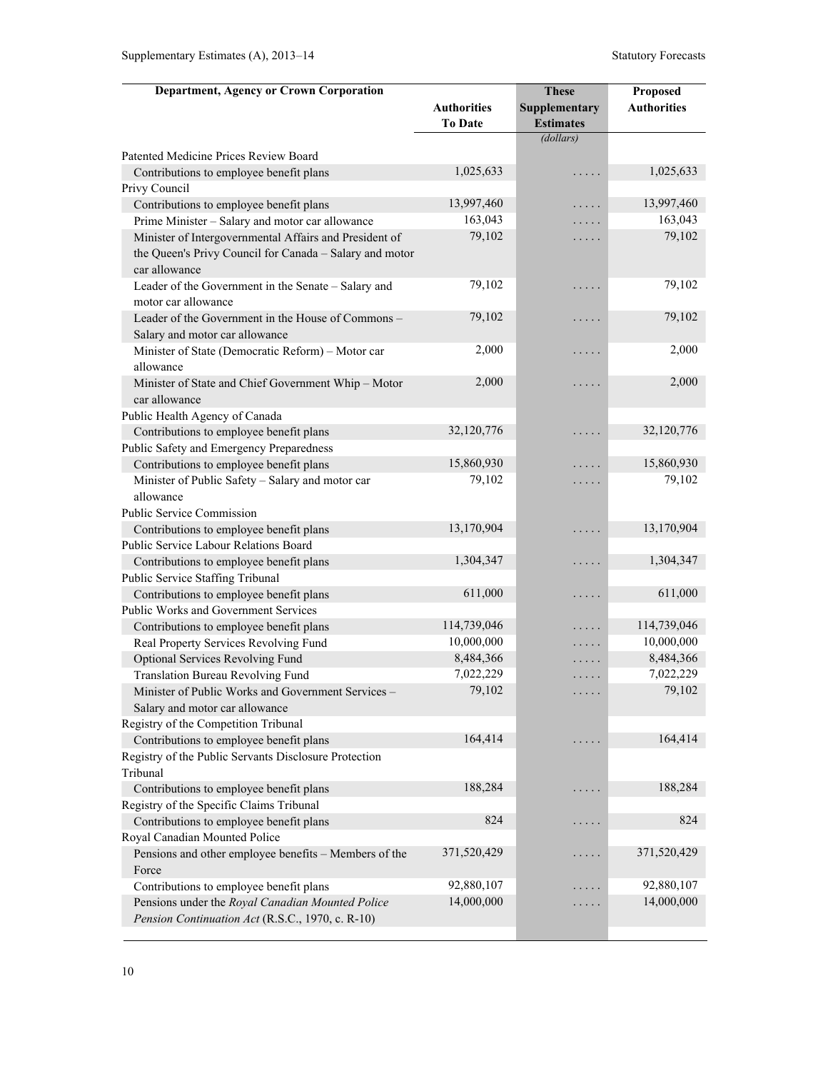| Department, Agency or Crown Corporation | Authorities To Date | These Supplementary Estimates | Proposed Authorities |
|---|---|---|---|
| | | (dollars) | |
| Patented Medicine Prices Review Board | | | |
| Contributions to employee benefit plans | 1,025,633 | ..... | 1,025,633 |
| Privy Council | | | |
| Contributions to employee benefit plans | 13,997,460 | ..... | 13,997,460 |
| Prime Minister – Salary and motor car allowance | 163,043 | ..... | 163,043 |
| Minister of Intergovernmental Affairs and President of the Queen's Privy Council for Canada – Salary and motor car allowance | 79,102 | ..... | 79,102 |
| Leader of the Government in the Senate – Salary and motor car allowance | 79,102 | ..... | 79,102 |
| Leader of the Government in the House of Commons – Salary and motor car allowance | 79,102 | ..... | 79,102 |
| Minister of State (Democratic Reform) – Motor car allowance | 2,000 | ..... | 2,000 |
| Minister of State and Chief Government Whip – Motor car allowance | 2,000 | ..... | 2,000 |
| Public Health Agency of Canada | | | |
| Contributions to employee benefit plans | 32,120,776 | ..... | 32,120,776 |
| Public Safety and Emergency Preparedness | | | |
| Contributions to employee benefit plans | 15,860,930 | ..... | 15,860,930 |
| Minister of Public Safety – Salary and motor car allowance | 79,102 | ..... | 79,102 |
| Public Service Commission | | | |
| Contributions to employee benefit plans | 13,170,904 | ..... | 13,170,904 |
| Public Service Labour Relations Board | | | |
| Contributions to employee benefit plans | 1,304,347 | ..... | 1,304,347 |
| Public Service Staffing Tribunal | | | |
| Contributions to employee benefit plans | 611,000 | ..... | 611,000 |
| Public Works and Government Services | | | |
| Contributions to employee benefit plans | 114,739,046 | ..... | 114,739,046 |
| Real Property Services Revolving Fund | 10,000,000 | ..... | 10,000,000 |
| Optional Services Revolving Fund | 8,484,366 | ..... | 8,484,366 |
| Translation Bureau Revolving Fund | 7,022,229 | ..... | 7,022,229 |
| Minister of Public Works and Government Services – Salary and motor car allowance | 79,102 | ..... | 79,102 |
| Registry of the Competition Tribunal | | | |
| Contributions to employee benefit plans | 164,414 | ..... | 164,414 |
| Registry of the Public Servants Disclosure Protection Tribunal | | | |
| Contributions to employee benefit plans | 188,284 | ..... | 188,284 |
| Registry of the Specific Claims Tribunal | | | |
| Contributions to employee benefit plans | 824 | ..... | 824 |
| Royal Canadian Mounted Police | | | |
| Pensions and other employee benefits – Members of the Force | 371,520,429 | ..... | 371,520,429 |
| Contributions to employee benefit plans | 92,880,107 | ..... | 92,880,107 |
| Pensions under the *Royal Canadian Mounted Police Pension Continuation Act* (R.S.C., 1970, c. R-10) | 14,000,000 | ..... | 14,000,000 |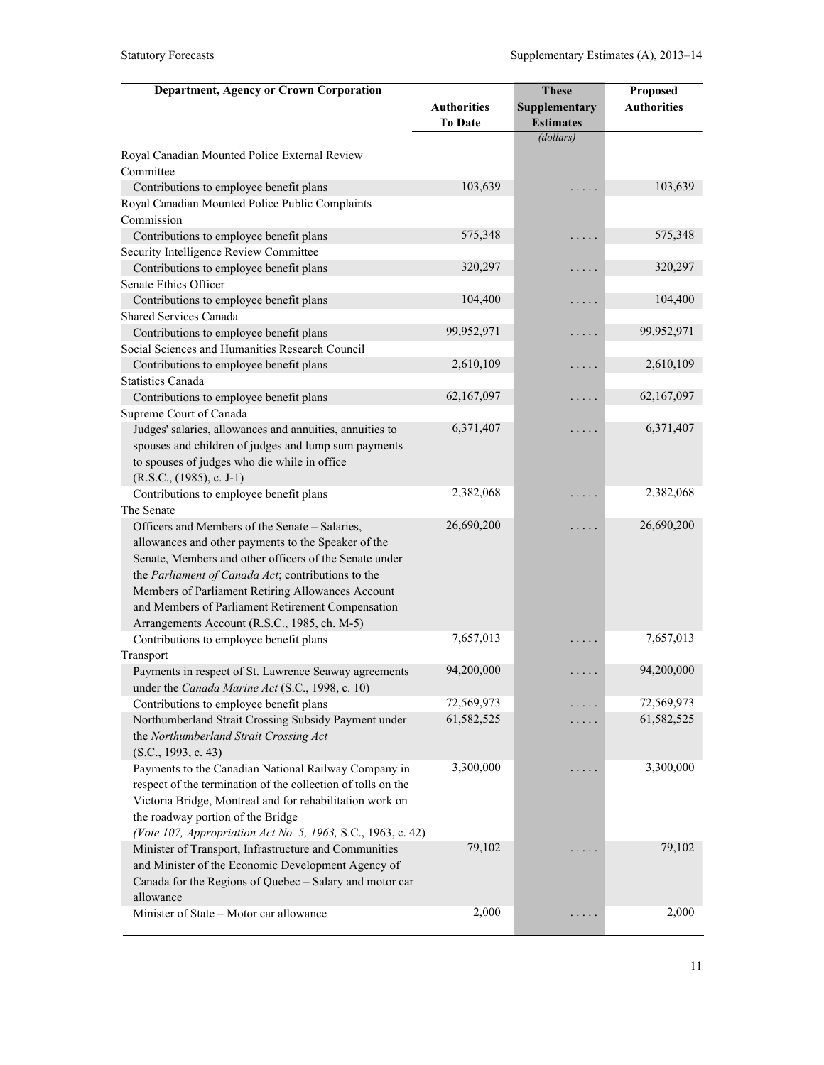| Department, Agency or Crown Corporation | Authorities To Date | These Supplementary Estimates | Proposed Authorities |
|---|---|---|---|
| | | *(dollars)* | |
| Royal Canadian Mounted Police External Review Committee | | | |
| Contributions to employee benefit plans | 103,639 | . . . . . | 103,639 |
| Royal Canadian Mounted Police Public Complaints Commission | | | |
| Contributions to employee benefit plans | 575,348 | . . . . . | 575,348 |
| Security Intelligence Review Committee | | | |
| Contributions to employee benefit plans | 320,297 | . . . . . | 320,297 |
| Senate Ethics Officer | | | |
| Contributions to employee benefit plans | 104,400 | . . . . . | 104,400 |
| Shared Services Canada | | | |
| Contributions to employee benefit plans | 99,952,971 | . . . . . | 99,952,971 |
| Social Sciences and Humanities Research Council | | | |
| Contributions to employee benefit plans | 2,610,109 | . . . . . | 2,610,109 |
| Statistics Canada | | | |
| Contributions to employee benefit plans | 62,167,097 | . . . . . | 62,167,097 |
| Supreme Court of Canada | | | |
| Judges' salaries, allowances and annuities, annuities to spouses and children of judges and lump sum payments to spouses of judges who die while in office (R.S.C., (1985), c. J-1) | 6,371,407 | . . . . . | 6,371,407 |
| Contributions to employee benefit plans | 2,382,068 | . . . . . | 2,382,068 |
| The Senate | | | |
| Officers and Members of the Senate – Salaries, allowances and other payments to the Speaker of the Senate, Members and other officers of the Senate under the *Parliament of Canada Act*; contributions to the Members of Parliament Retiring Allowances Account and Members of Parliament Retirement Compensation Arrangements Account (R.S.C., 1985, ch. M-5) | 26,690,200 | . . . . . | 26,690,200 |
| Contributions to employee benefit plans | 7,657,013 | . . . . . | 7,657,013 |
| Transport | | | |
| Payments in respect of St. Lawrence Seaway agreements under the *Canada Marine Act* (S.C., 1998, c. 10) | 94,200,000 | . . . . . | 94,200,000 |
| Contributions to employee benefit plans | 72,569,973 | . . . . . | 72,569,973 |
| Northumberland Strait Crossing Subsidy Payment under the *Northumberland Strait Crossing Act* (S.C., 1993, c. 43) | 61,582,525 | . . . . . | 61,582,525 |
| Payments to the Canadian National Railway Company in respect of the termination of the collection of tolls on the Victoria Bridge, Montreal and for rehabilitation work on the roadway portion of the Bridge *(Vote 107, Appropriation Act No. 5, 1963,* S.C., 1963, c. 42) | 3,300,000 | . . . . . | 3,300,000 |
| Minister of Transport, Infrastructure and Communities and Minister of the Economic Development Agency of Canada for the Regions of Quebec – Salary and motor car allowance | 79,102 | . . . . . | 79,102 |
| Minister of State – Motor car allowance | 2,000 | . . . . . | 2,000 |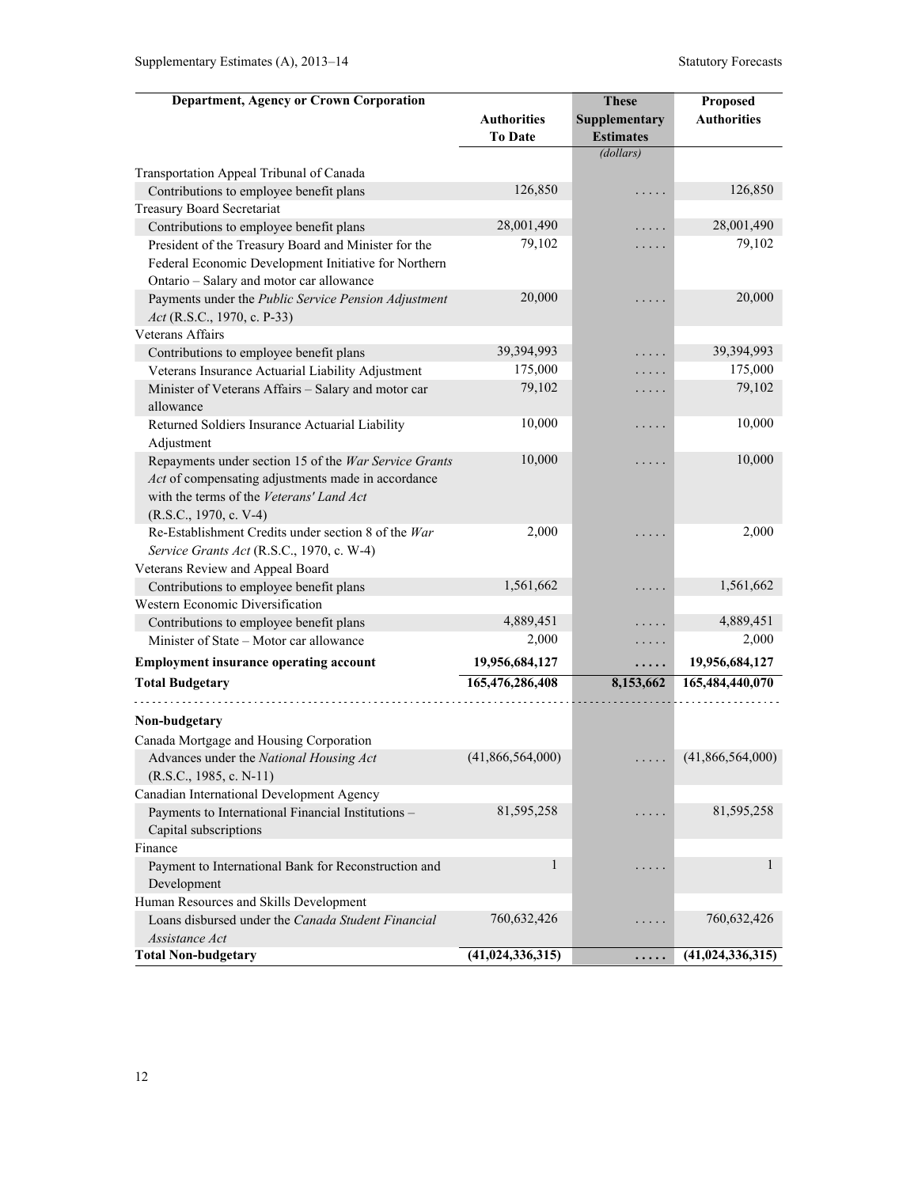| Department, Agency or Crown Corporation | Authorities To Date | These Supplementary Estimates | Proposed Authorities |
|---|---|---|---|
| | | *(dollars)* | |
| Transportation Appeal Tribunal of Canada | | | |
| Contributions to employee benefit plans | 126,850 | ..... | 126,850 |
| Treasury Board Secretariat | | | |
| Contributions to employee benefit plans | 28,001,490 | ..... | 28,001,490 |
| President of the Treasury Board and Minister for the Federal Economic Development Initiative for Northern Ontario – Salary and motor car allowance | 79,102 | ..... | 79,102 |
| Payments under the *Public Service Pension Adjustment Act* (R.S.C., 1970, c. P-33) | 20,000 | ..... | 20,000 |
| Veterans Affairs | | | |
| Contributions to employee benefit plans | 39,394,993 | ..... | 39,394,993 |
| Veterans Insurance Actuarial Liability Adjustment | 175,000 | ..... | 175,000 |
| Minister of Veterans Affairs – Salary and motor car allowance | 79,102 | ..... | 79,102 |
| Returned Soldiers Insurance Actuarial Liability Adjustment | 10,000 | ..... | 10,000 |
| Repayments under section 15 of the *War Service Grants Act* of compensating adjustments made in accordance with the terms of the *Veterans' Land Act* (R.S.C., 1970, c. V-4) | 10,000 | ..... | 10,000 |
| Re-Establishment Credits under section 8 of the *War Service Grants Act* (R.S.C., 1970, c. W-4) | 2,000 | ..... | 2,000 |
| Veterans Review and Appeal Board | | | |
| Contributions to employee benefit plans | 1,561,662 | ..... | 1,561,662 |
| Western Economic Diversification | | | |
| Contributions to employee benefit plans | 4,889,451 | ..... | 4,889,451 |
| Minister of State – Motor car allowance | 2,000 | ..... | 2,000 |
| **Employment insurance operating account** | **19,956,684,127** | **.....** | **19,956,684,127** |
| **Total Budgetary** | **165,476,286,408** | **8,153,662** | **165,484,440,070** |
| **Non-budgetary** | | | |
| Canada Mortgage and Housing Corporation | | | |
| Advances under the *National Housing Act* (R.S.C., 1985, c. N-11) | (41,866,564,000) | ..... | (41,866,564,000) |
| Canadian International Development Agency | | | |
| Payments to International Financial Institutions – Capital subscriptions | 81,595,258 | ..... | 81,595,258 |
| Finance | | | |
| Payment to International Bank for Reconstruction and Development | 1 | ..... | 1 |
| Human Resources and Skills Development | | | |
| Loans disbursed under the *Canada Student Financial Assistance Act* | 760,632,426 | ..... | 760,632,426 |
| **Total Non-budgetary** | **(41,024,336,315)** | **.....** | **(41,024,336,315)** |